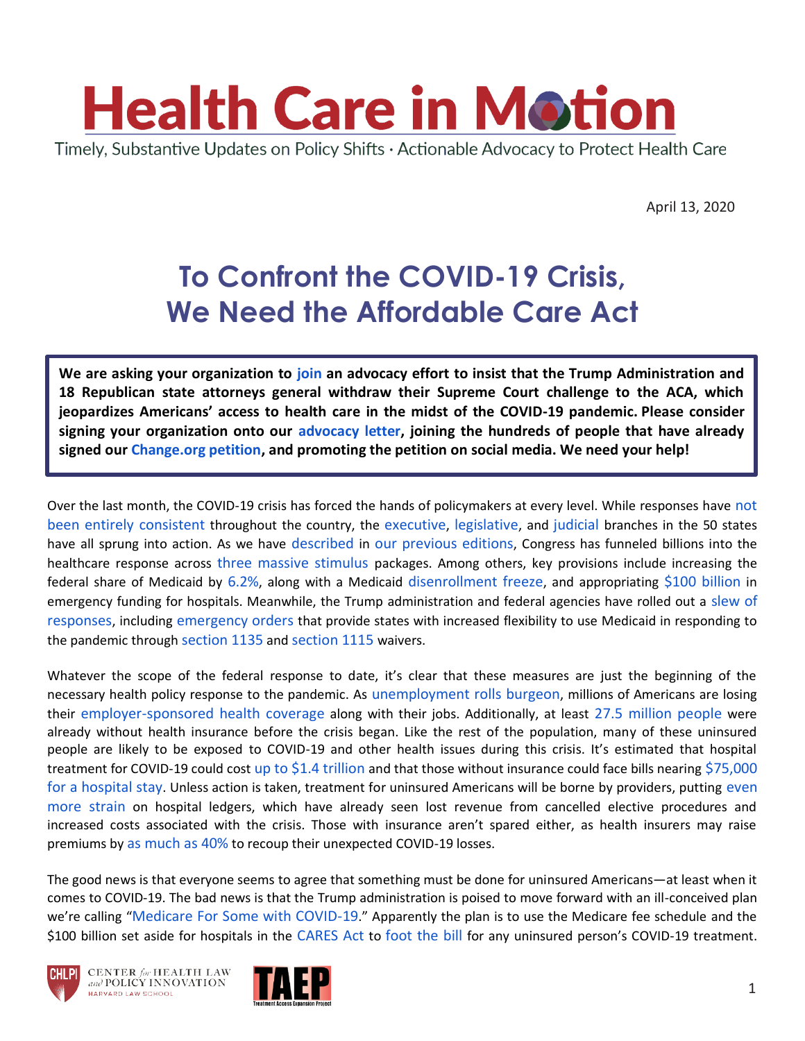# Health Care in Motion

Timely, Substantive Updates on Policy Shifts · Actionable Advocacy to Protect Health Care

April 13, 2020

## To Confront the COVID-19 Crisis, We Need the Affordable Care Act

**We are asking your organization to join an advocacy effort to insist that the Trump Administration and 18 Republican state attorneys general withdraw their Supreme Court challenge to the ACA, which jeopardizes Americans' access to health care in the midst of the COVID-19 pandemic. Please consider signing your organization onto our advocacy letter, joining the hundreds of people that have already signed our Change.org petition, and promoting the petition on social media. We need your help!**

Over the last month, the COVID-19 crisis has forced the hands of policymakers at every level. While responses have not been entirely consistent throughout the country, the executive, legislative, and judicial branches in the 50 states have all sprung into action. As we have described in our previous editions, Congress has funneled billions into the healthcare response across three massive stimulus packages. Among others, key provisions include increasing the federal share of Medicaid by 6.2%, along with a Medicaid disenrollment freeze, and appropriating $100 billion in emergency funding for hospitals. Meanwhile, the Trump administration and federal agencies have rolled out a slew of responses, including emergency orders that provide states with increased flexibility to use Medicaid in responding to the pandemic through section 1135 and section 1115 waivers.

Whatever the scope of the federal response to date, it's clear that these measures are just the beginning of the necessary health policy response to the pandemic. As unemployment rolls burgeon, millions of Americans are losing their employer-sponsored health coverage along with their jobs. Additionally, at least 27.5 million people were already without health insurance before the crisis began. Like the rest of the population, many of these uninsured people are likely to be exposed to COVID-19 and other health issues during this crisis. It's estimated that hospital treatment for COVID-19 could cost up to $1.4 trillion and that those without insurance could face bills nearing $75,000 for a hospital stay. Unless action is taken, treatment for uninsured Americans will be borne by providers, putting even more strain on hospital ledgers, which have already seen lost revenue from cancelled elective procedures and increased costs associated with the crisis. Those with insurance aren't spared either, as health insurers may raise premiums by as much as 40% to recoup their unexpected COVID-19 losses.

The good news is that everyone seems to agree that something must be done for uninsured Americans—at least when it comes to COVID-19. The bad news is that the Trump administration is poised to move forward with an ill-conceived plan we're calling "Medicare For Some with COVID-19." Apparently the plan is to use the Medicare fee schedule and the $100 billion set aside for hospitals in the CARES Act to foot the bill for any uninsured person's COVID-19 treatment.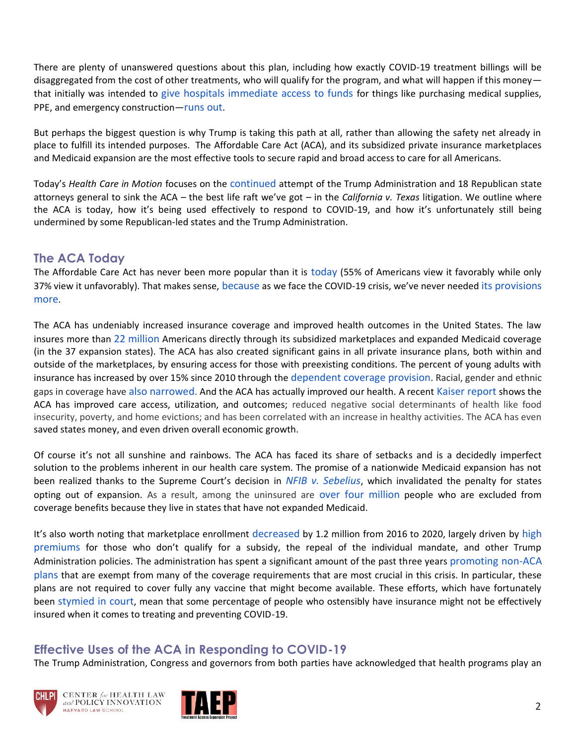There are plenty of unanswered questions about this plan, including how exactly COVID-19 treatment billings will be disaggregated from the cost of other treatments, who will qualify for the program, and what will happen if this money—that initially was intended to give hospitals immediate access to funds for things like purchasing medical supplies, PPE, and emergency construction—runs out.

But perhaps the biggest question is why Trump is taking this path at all, rather than allowing the safety net already in place to fulfill its intended purposes. The Affordable Care Act (ACA), and its subsidized private insurance marketplaces and Medicaid expansion are the most effective tools to secure rapid and broad access to care for all Americans.

Today's *Health Care in Motion* focuses on the continued attempt of the Trump Administration and 18 Republican state attorneys general to sink the ACA – the best life raft we've got – in the *California v. Texas* litigation. We outline where the ACA is today, how it's being used effectively to respond to COVID-19, and how it's unfortunately still being undermined by some Republican-led states and the Trump Administration.

## The ACA Today

The Affordable Care Act has never been more popular than it is today (55% of Americans view it favorably while only 37% view it unfavorably). That makes sense, because as we face the COVID-19 crisis, we've never needed its provisions more.

The ACA has undeniably increased insurance coverage and improved health outcomes in the United States. The law insures more than 22 million Americans directly through its subsidized marketplaces and expanded Medicaid coverage (in the 37 expansion states). The ACA has also created significant gains in all private insurance plans, both within and outside of the marketplaces, by ensuring access for those with preexisting conditions. The percent of young adults with insurance has increased by over 15% since 2010 through the dependent coverage provision. Racial, gender and ethnic gaps in coverage have also narrowed. And the ACA has actually improved our health. A recent Kaiser report shows the ACA has improved care access, utilization, and outcomes; reduced negative social determinants of health like food insecurity, poverty, and home evictions; and has been correlated with an increase in healthy activities. The ACA has even saved states money, and even driven overall economic growth.

Of course it's not all sunshine and rainbows. The ACA has faced its share of setbacks and is a decidedly imperfect solution to the problems inherent in our health care system. The promise of a nationwide Medicaid expansion has not been realized thanks to the Supreme Court's decision in *NFIB v. Sebelius*, which invalidated the penalty for states opting out of expansion. As a result, among the uninsured are over four million people who are excluded from coverage benefits because they live in states that have not expanded Medicaid.

It's also worth noting that marketplace enrollment decreased by 1.2 million from 2016 to 2020, largely driven by high premiums for those who don't qualify for a subsidy, the repeal of the individual mandate, and other Trump Administration policies. The administration has spent a significant amount of the past three years promoting non-ACA plans that are exempt from many of the coverage requirements that are most crucial in this crisis. In particular, these plans are not required to cover fully any vaccine that might become available. These efforts, which have fortunately been stymied in court, mean that some percentage of people who ostensibly have insurance might not be effectively insured when it comes to treating and preventing COVID-19.

## Effective Uses of the ACA in Responding to COVID-19

The Trump Administration, Congress and governors from both parties have acknowledged that health programs play an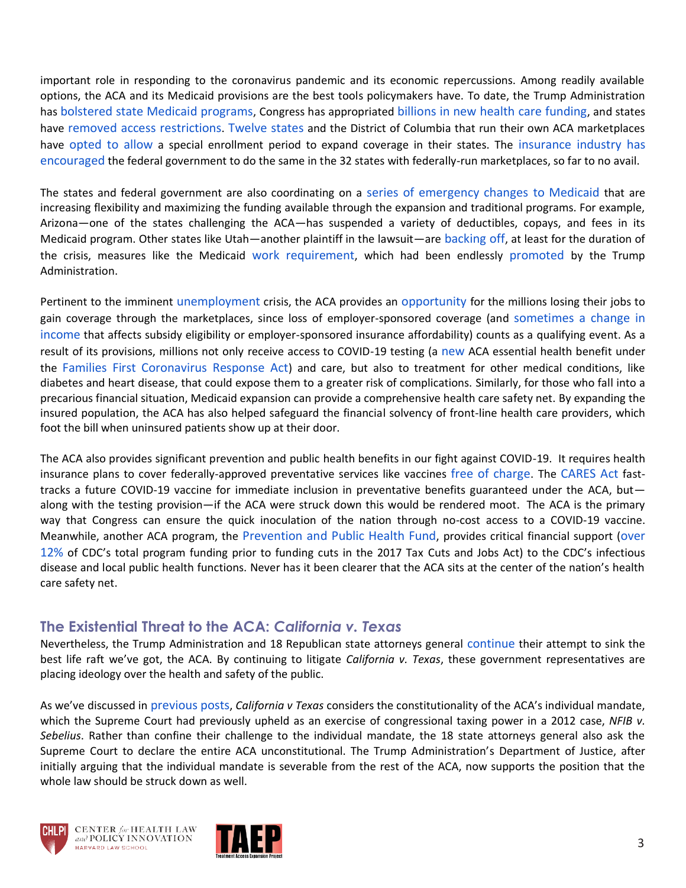important role in responding to the coronavirus pandemic and its economic repercussions. Among readily available options, the ACA and its Medicaid provisions are the best tools policymakers have. To date, the Trump Administration has bolstered state Medicaid programs, Congress has appropriated billions in new health care funding, and states have removed access restrictions. Twelve states and the District of Columbia that run their own ACA marketplaces have opted to allow a special enrollment period to expand coverage in their states. The insurance industry has encouraged the federal government to do the same in the 32 states with federally-run marketplaces, so far to no avail.

The states and federal government are also coordinating on a series of emergency changes to Medicaid that are increasing flexibility and maximizing the funding available through the expansion and traditional programs. For example, Arizona—one of the states challenging the ACA—has suspended a variety of deductibles, copays, and fees in its Medicaid program. Other states like Utah—another plaintiff in the lawsuit—are backing off, at least for the duration of the crisis, measures like the Medicaid work requirement, which had been endlessly promoted by the Trump Administration.

Pertinent to the imminent unemployment crisis, the ACA provides an opportunity for the millions losing their jobs to gain coverage through the marketplaces, since loss of employer-sponsored coverage (and sometimes a change in income that affects subsidy eligibility or employer-sponsored insurance affordability) counts as a qualifying event. As a result of its provisions, millions not only receive access to COVID-19 testing (a new ACA essential health benefit under the Families First Coronavirus Response Act) and care, but also to treatment for other medical conditions, like diabetes and heart disease, that could expose them to a greater risk of complications. Similarly, for those who fall into a precarious financial situation, Medicaid expansion can provide a comprehensive health care safety net. By expanding the insured population, the ACA has also helped safeguard the financial solvency of front-line health care providers, which foot the bill when uninsured patients show up at their door.

The ACA also provides significant prevention and public health benefits in our fight against COVID-19. It requires health insurance plans to cover federally-approved preventative services like vaccines free of charge. The CARES Act fast-tracks a future COVID-19 vaccine for immediate inclusion in preventative benefits guaranteed under the ACA, but—along with the testing provision—if the ACA were struck down this would be rendered moot. The ACA is the primary way that Congress can ensure the quick inoculation of the nation through no-cost access to a COVID-19 vaccine. Meanwhile, another ACA program, the Prevention and Public Health Fund, provides critical financial support (over 12% of CDC's total program funding prior to funding cuts in the 2017 Tax Cuts and Jobs Act) to the CDC's infectious disease and local public health functions. Never has it been clearer that the ACA sits at the center of the nation's health care safety net.

## The Existential Threat to the ACA: *California v. Texas*

Nevertheless, the Trump Administration and 18 Republican state attorneys general continue their attempt to sink the best life raft we've got, the ACA. By continuing to litigate *California v. Texas*, these government representatives are placing ideology over the health and safety of the public.

As we've discussed in previous posts, *California v Texas* considers the constitutionality of the ACA's individual mandate, which the Supreme Court had previously upheld as an exercise of congressional taxing power in a 2012 case, *NFIB v. Sebelius*. Rather than confine their challenge to the individual mandate, the 18 state attorneys general also ask the Supreme Court to declare the entire ACA unconstitutional. The Trump Administration's Department of Justice, after initially arguing that the individual mandate is severable from the rest of the ACA, now supports the position that the whole law should be struck down as well.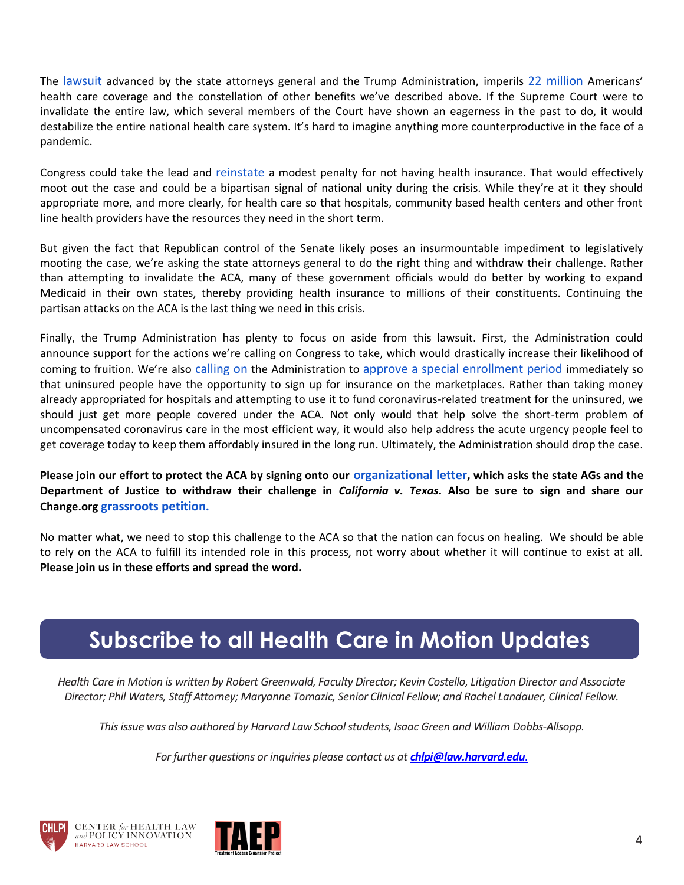The lawsuit advanced by the state attorneys general and the Trump Administration, imperils 22 million Americans' health care coverage and the constellation of other benefits we've described above. If the Supreme Court were to invalidate the entire law, which several members of the Court have shown an eagerness in the past to do, it would destabilize the entire national health care system. It's hard to imagine anything more counterproductive in the face of a pandemic.

Congress could take the lead and reinstate a modest penalty for not having health insurance. That would effectively moot out the case and could be a bipartisan signal of national unity during the crisis. While they're at it they should appropriate more, and more clearly, for health care so that hospitals, community based health centers and other front line health providers have the resources they need in the short term.

But given the fact that Republican control of the Senate likely poses an insurmountable impediment to legislatively mooting the case, we're asking the state attorneys general to do the right thing and withdraw their challenge. Rather than attempting to invalidate the ACA, many of these government officials would do better by working to expand Medicaid in their own states, thereby providing health insurance to millions of their constituents. Continuing the partisan attacks on the ACA is the last thing we need in this crisis.

Finally, the Trump Administration has plenty to focus on aside from this lawsuit. First, the Administration could announce support for the actions we're calling on Congress to take, which would drastically increase their likelihood of coming to fruition. We're also calling on the Administration to approve a special enrollment period immediately so that uninsured people have the opportunity to sign up for insurance on the marketplaces. Rather than taking money already appropriated for hospitals and attempting to use it to fund coronavirus-related treatment for the uninsured, we should just get more people covered under the ACA. Not only would that help solve the short-term problem of uncompensated coronavirus care in the most efficient way, it would also help address the acute urgency people feel to get coverage today to keep them affordably insured in the long run. Ultimately, the Administration should drop the case.

**Please join our effort to protect the ACA by signing onto our organizational letter, which asks the state AGs and the Department of Justice to withdraw their challenge in *California v. Texas*. Also be sure to sign and share our Change.org grassroots petition.**

No matter what, we need to stop this challenge to the ACA so that the nation can focus on healing. We should be able to rely on the ACA to fulfill its intended role in this process, not worry about whether it will continue to exist at all. **Please join us in these efforts and spread the word.**

## Subscribe to all Health Care in Motion Updates

*Health Care in Motion is written by Robert Greenwald, Faculty Director; Kevin Costello, Litigation Director and Associate Director; Phil Waters, Staff Attorney; Maryanne Tomazic, Senior Clinical Fellow; and Rachel Landauer, Clinical Fellow.*

*This issue was also authored by Harvard Law School students, Isaac Green and William Dobbs-Allsopp.*

*For further questions or inquiries please contact us at **chlpi@law.harvard.edu**.*

CHLPI CENTER *for* HEALTH LAW *and* POLICY INNOVATION HARVARD LAW SCHOOL

TAEP Treatment Access Expansion Project